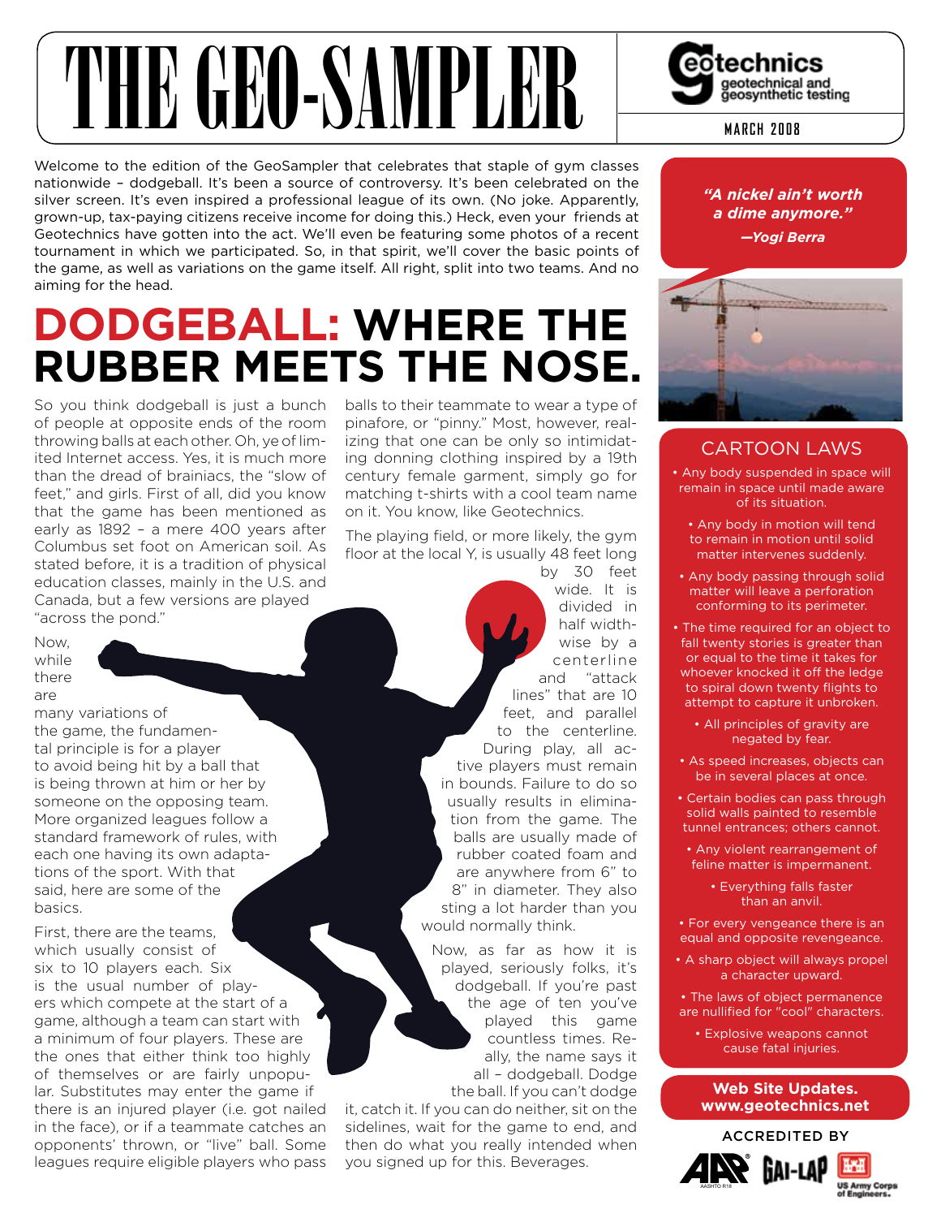# THE GEO-SAMPLER

Geotechnics — geotechnical and geosynthetic testing

MARCH 2008

Welcome to the edition of the GeoSampler that celebrates that staple of gym classes nationwide – dodgeball. It's been a source of controversy. It's been celebrated on the silver screen. It's even inspired a professional league of its own. (No joke. Apparently, grown-up, tax-paying citizens receive income for doing this.) Heck, even your friends at Geotechnics have gotten into the act. We'll even be featuring some photos of a recent tournament in which we participated. So, in that spirit, we'll cover the basic points of the game, as well as variations on the game itself. All right, split into two teams. And no aiming for the head.

## DODGEBALL: WHERE THE RUBBER MEETS THE NOSE.

So you think dodgeball is just a bunch of people at opposite ends of the room throwing balls at each other. Oh, ye of limited Internet access. Yes, it is much more than the dread of brainiacs, the "slow of feet," and girls. First of all, did you know that the game has been mentioned as early as 1892 – a mere 400 years after Columbus set foot on American soil. As stated before, it is a tradition of physical education classes, mainly in the U.S. and Canada, but a few versions are played "across the pond."

Now, while there are many variations of the game, the fundamental principle is for a player to avoid being hit by a ball that is being thrown at him or her by someone on the opposing team. More organized leagues follow a standard framework of rules, with each one having its own adaptations of the sport. With that said, here are some of the basics.

First, there are the teams, which usually consist of six to 10 players each. Six is the usual number of players which compete at the start of a game, although a team can start with a minimum of four players. These are the ones that either think too highly of themselves or are fairly unpopular. Substitutes may enter the game if there is an injured player (i.e. got nailed in the face), or if a teammate catches an opponents' thrown, or "live" ball. Some leagues require eligible players who pass balls to their teammate to wear a type of pinafore, or "pinny." Most, however, realizing that one can be only so intimidating donning clothing inspired by a 19th century female garment, simply go for matching t-shirts with a cool team name on it. You know, like Geotechnics.

The playing field, or more likely, the gym floor at the local Y, is usually 48 feet long by 30 feet wide. It is divided in half widthwise by a centerline and "attack lines" that are 10 feet, and parallel to the centerline. During play, all active players must remain in bounds. Failure to do so usually results in elimination from the game. The balls are usually made of rubber coated foam and are anywhere from 6" to 8" in diameter. They also sting a lot harder than you would normally think.

Now, as far as how it is played, seriously folks, it's dodgeball. If you're past the age of ten you've played this game countless times. Really, the name says it all – dodgeball. Dodge the ball. If you can't dodge it, catch it. If you can do neither, sit on the sidelines, wait for the game to end, and then do what you really intended when you signed up for this. Beverages.

*"A nickel ain't worth a dime anymore."*
*—Yogi Berra*

### CARTOON LAWS

- Any body suspended in space will remain in space until made aware of its situation.
- Any body in motion will tend to remain in motion until solid matter intervenes suddenly.
- Any body passing through solid matter will leave a perforation conforming to its perimeter.
- The time required for an object to fall twenty stories is greater than or equal to the time it takes for whoever knocked it off the ledge to spiral down twenty flights to attempt to capture it unbroken.
- All principles of gravity are negated by fear.
- As speed increases, objects can be in several places at once.
- Certain bodies can pass through solid walls painted to resemble tunnel entrances; others cannot.
- Any violent rearrangement of feline matter is impermanent.
- Everything falls faster than an anvil.
- For every vengeance there is an equal and opposite revengeance.
- A sharp object will always propel a character upward.
- The laws of object permanence are nullified for "cool" characters.
- Explosive weapons cannot cause fatal injuries.

**Web Site Updates.**
**www.geotechnics.net**

ACCREDITED BY

AAP AASHTO R18 · GAI-LAP · US Army Corps of Engineers.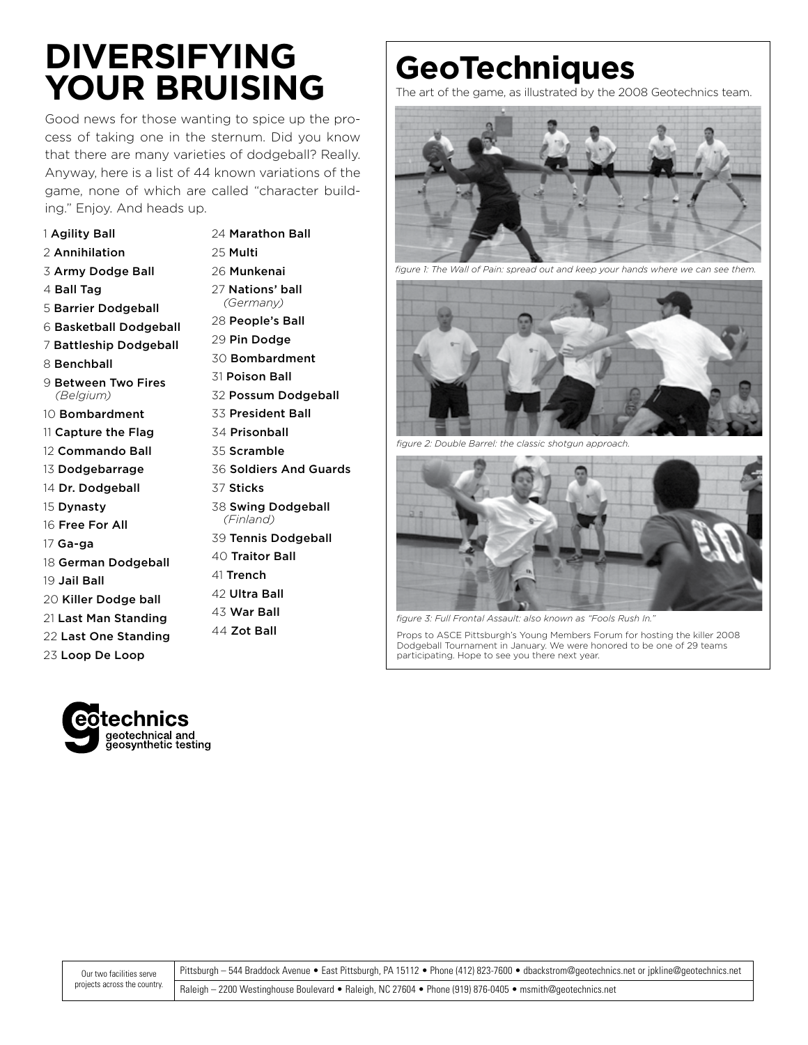# DIVERSIFYING YOUR BRUISING

Good news for those wanting to spice up the process of taking one in the sternum. Did you know that there are many varieties of dodgeball? Really. Anyway, here is a list of 44 known variations of the game, none of which are called "character building." Enjoy. And heads up.

1 **Agility Ball**
2 **Annihilation**
3 **Army Dodge Ball**
4 **Ball Tag**
5 **Barrier Dodgeball**
6 **Basketball Dodgeball**
7 **Battleship Dodgeball**
8 **Benchball**
9 **Between Two Fires** *(Belgium)*
10 **Bombardment**
11 **Capture the Flag**
12 **Commando Ball**
13 **Dodgebarrage**
14 **Dr. Dodgeball**
15 **Dynasty**
16 **Free For All**
17 **Ga-ga**
18 **German Dodgeball**
19 **Jail Ball**
20 **Killer Dodge ball**
21 **Last Man Standing**
22 **Last One Standing**
23 **Loop De Loop**
24 **Marathon Ball**
25 **Multi**
26 **Munkenai**
27 **Nations' ball** *(Germany)*
28 **People's Ball**
29 **Pin Dodge**
30 **Bombardment**
31 **Poison Ball**
32 **Possum Dodgeball**
33 **President Ball**
34 **Prisonball**
35 **Scramble**
36 **Soldiers And Guards**
37 **Sticks**
38 **Swing Dodgeball** *(Finland)*
39 **Tennis Dodgeball**
40 **Traitor Ball**
41 **Trench**
42 **Ultra Ball**
43 **War Ball**
44 **Zot Ball**

## GeoTechniques

The art of the game, as illustrated by the 2008 Geotechnics team.

*figure 1: The Wall of Pain: spread out and keep your hands where we can see them.*

*figure 2: Double Barrel: the classic shotgun approach.*

*figure 3: Full Frontal Assault: also known as "Fools Rush In."*

Props to ASCE Pittsburgh's Young Members Forum for hosting the killer 2008 Dodgeball Tournament in January. We were honored to be one of 29 teams participating. Hope to see you there next year.

geotechnics
geotechnical and geosynthetic testing

| Our two facilities serve projects across the country. | Pittsburgh – 544 Braddock Avenue • East Pittsburgh, PA 15112 • Phone (412) 823-7600 • dbackstrom@geotechnics.net or jpkline@geotechnics.net |
|---|---|
| | Raleigh – 2200 Westinghouse Boulevard • Raleigh, NC 27604 • Phone (919) 876-0405 • msmith@geotechnics.net |